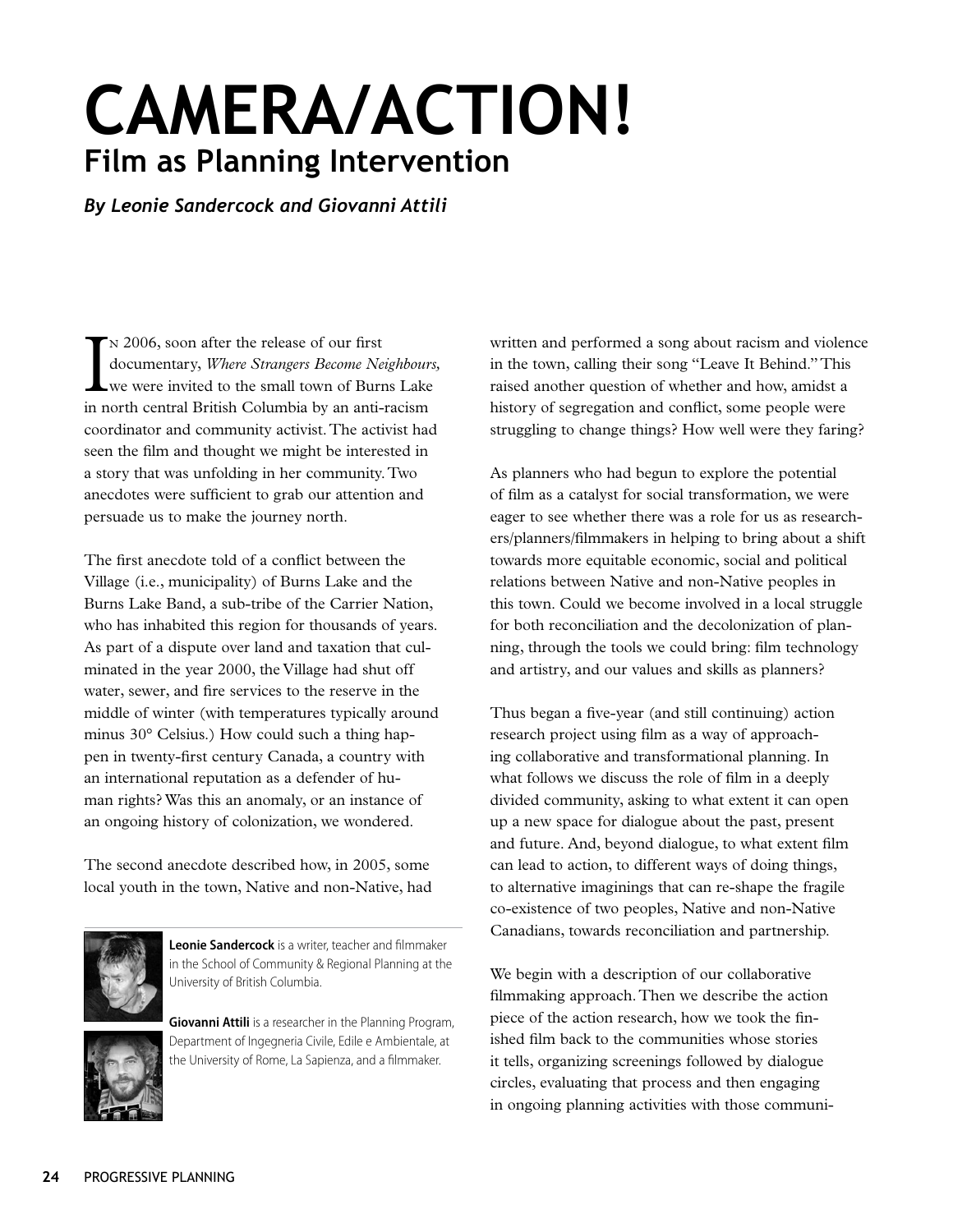# CAMERA/ACTION!

## Film as Planning Intervention

***By Leonie Sandercock and Giovanni Attili***

In 2006, soon after the release of our first documentary, *Where Strangers Become Neighbours,* we were invited to the small town of Burns Lake in north central British Columbia by an anti-racism coordinator and community activist. The activist had seen the film and thought we might be interested in a story that was unfolding in her community. Two anecdotes were sufficient to grab our attention and persuade us to make the journey north.

The first anecdote told of a conflict between the Village (i.e., municipality) of Burns Lake and the Burns Lake Band, a sub-tribe of the Carrier Nation, who has inhabited this region for thousands of years. As part of a dispute over land and taxation that culminated in the year 2000, the Village had shut off water, sewer, and fire services to the reserve in the middle of winter (with temperatures typically around minus 30° Celsius.) How could such a thing happen in twenty-first century Canada, a country with an international reputation as a defender of human rights? Was this an anomaly, or an instance of an ongoing history of colonization, we wondered.

The second anecdote described how, in 2005, some local youth in the town, Native and non-Native, had written and performed a song about racism and violence in the town, calling their song "Leave It Behind." This raised another question of whether and how, amidst a history of segregation and conflict, some people were struggling to change things? How well were they faring?

As planners who had begun to explore the potential of film as a catalyst for social transformation, we were eager to see whether there was a role for us as researchers/planners/filmmakers in helping to bring about a shift towards more equitable economic, social and political relations between Native and non-Native peoples in this town. Could we become involved in a local struggle for both reconciliation and the decolonization of planning, through the tools we could bring: film technology and artistry, and our values and skills as planners?

Thus began a five-year (and still continuing) action research project using film as a way of approaching collaborative and transformational planning. In what follows we discuss the role of film in a deeply divided community, asking to what extent it can open up a new space for dialogue about the past, present and future. And, beyond dialogue, to what extent film can lead to action, to different ways of doing things, to alternative imaginings that can re-shape the fragile co-existence of two peoples, Native and non-Native Canadians, towards reconciliation and partnership.

We begin with a description of our collaborative filmmaking approach. Then we describe the action piece of the action research, how we took the finished film back to the communities whose stories it tells, organizing screenings followed by dialogue circles, evaluating that process and then engaging in ongoing planning activities with those communi-

**Leonie Sandercock** is a writer, teacher and filmmaker in the School of Community & Regional Planning at the University of British Columbia.

**Giovanni Attili** is a researcher in the Planning Program, Department of Ingegneria Civile, Edile e Ambientale, at the University of Rome, La Sapienza, and a filmmaker.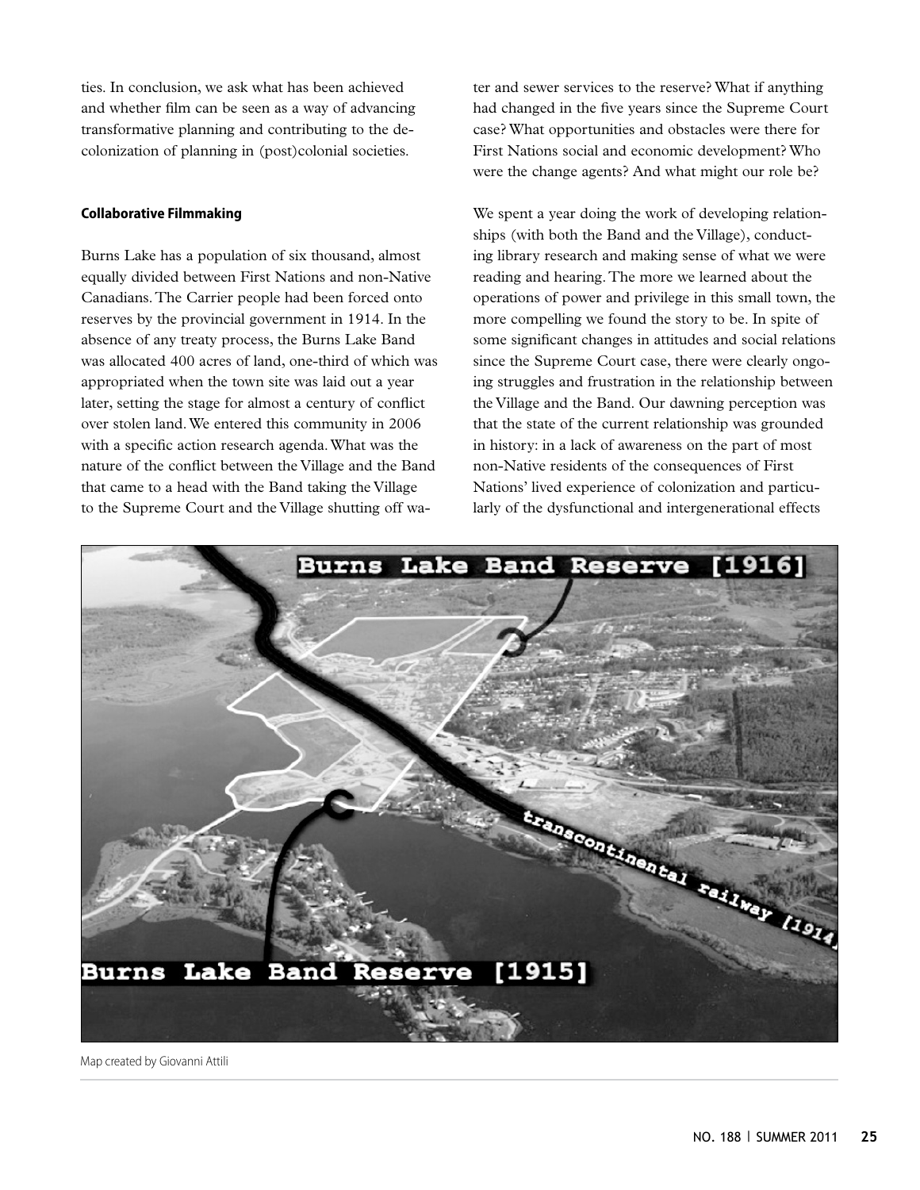ties. In conclusion, we ask what has been achieved and whether film can be seen as a way of advancing transformative planning and contributing to the decolonization of planning in (post)colonial societies.

#### Collaborative Filmmaking

Burns Lake has a population of six thousand, almost equally divided between First Nations and non-Native Canadians. The Carrier people had been forced onto reserves by the provincial government in 1914. In the absence of any treaty process, the Burns Lake Band was allocated 400 acres of land, one-third of which was appropriated when the town site was laid out a year later, setting the stage for almost a century of conflict over stolen land. We entered this community in 2006 with a specific action research agenda. What was the nature of the conflict between the Village and the Band that came to a head with the Band taking the Village to the Supreme Court and the Village shutting off water and sewer services to the reserve? What if anything had changed in the five years since the Supreme Court case? What opportunities and obstacles were there for First Nations social and economic development? Who were the change agents? And what might our role be?

We spent a year doing the work of developing relationships (with both the Band and the Village), conducting library research and making sense of what we were reading and hearing. The more we learned about the operations of power and privilege in this small town, the more compelling we found the story to be. In spite of some significant changes in attitudes and social relations since the Supreme Court case, there were clearly ongoing struggles and frustration in the relationship between the Village and the Band. Our dawning perception was that the state of the current relationship was grounded in history: in a lack of awareness on the part of most non-Native residents of the consequences of First Nations' lived experience of colonization and particularly of the dysfunctional and intergenerational effects

Map created by Giovanni Attili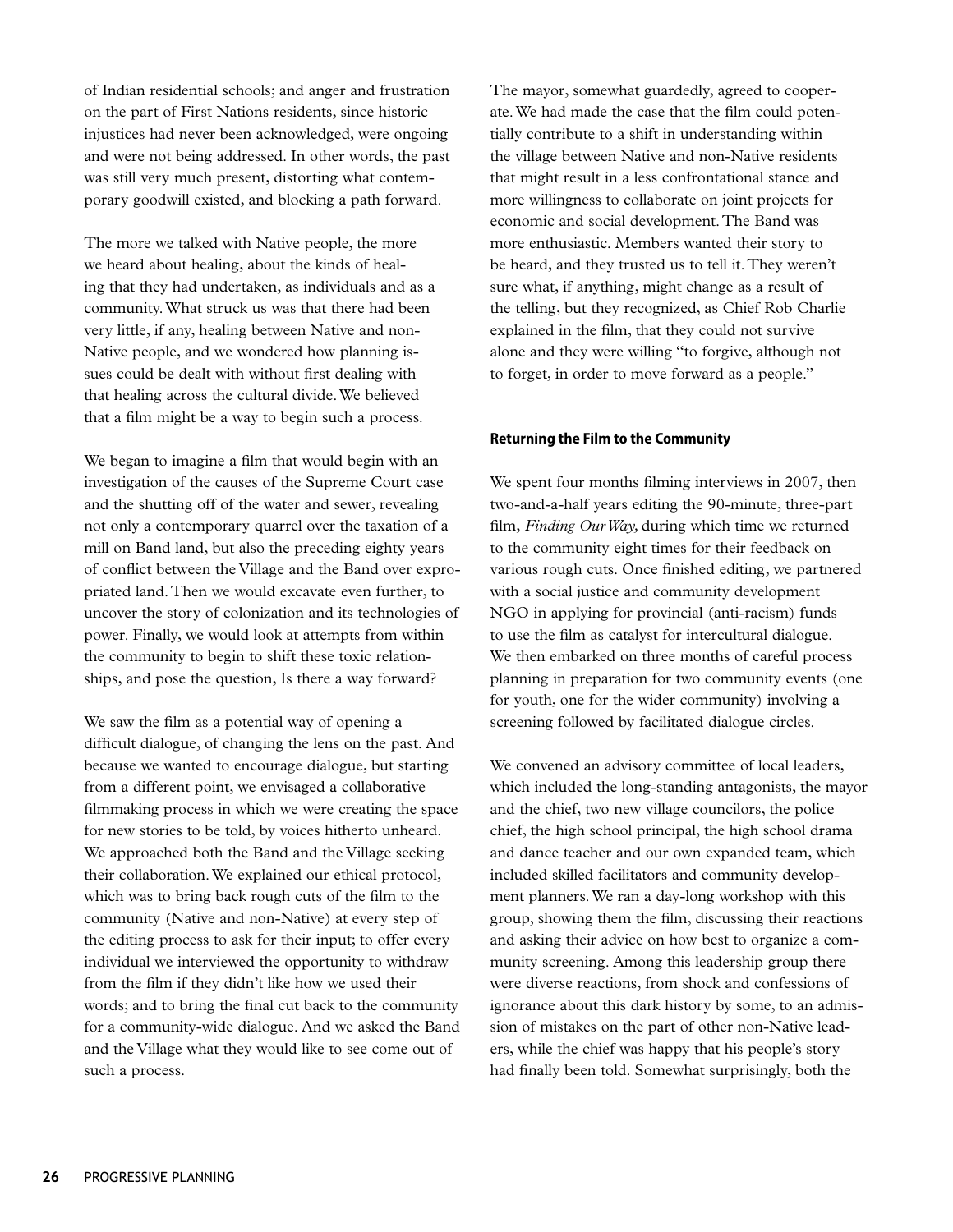of Indian residential schools; and anger and frustration on the part of First Nations residents, since historic injustices had never been acknowledged, were ongoing and were not being addressed. In other words, the past was still very much present, distorting what contemporary goodwill existed, and blocking a path forward.

The more we talked with Native people, the more we heard about healing, about the kinds of healing that they had undertaken, as individuals and as a community. What struck us was that there had been very little, if any, healing between Native and non-Native people, and we wondered how planning issues could be dealt with without first dealing with that healing across the cultural divide. We believed that a film might be a way to begin such a process.

We began to imagine a film that would begin with an investigation of the causes of the Supreme Court case and the shutting off of the water and sewer, revealing not only a contemporary quarrel over the taxation of a mill on Band land, but also the preceding eighty years of conflict between the Village and the Band over expropriated land. Then we would excavate even further, to uncover the story of colonization and its technologies of power. Finally, we would look at attempts from within the community to begin to shift these toxic relationships, and pose the question, Is there a way forward?

We saw the film as a potential way of opening a difficult dialogue, of changing the lens on the past. And because we wanted to encourage dialogue, but starting from a different point, we envisaged a collaborative filmmaking process in which we were creating the space for new stories to be told, by voices hitherto unheard. We approached both the Band and the Village seeking their collaboration. We explained our ethical protocol, which was to bring back rough cuts of the film to the community (Native and non-Native) at every step of the editing process to ask for their input; to offer every individual we interviewed the opportunity to withdraw from the film if they didn't like how we used their words; and to bring the final cut back to the community for a community-wide dialogue. And we asked the Band and the Village what they would like to see come out of such a process.

The mayor, somewhat guardedly, agreed to cooperate. We had made the case that the film could potentially contribute to a shift in understanding within the village between Native and non-Native residents that might result in a less confrontational stance and more willingness to collaborate on joint projects for economic and social development. The Band was more enthusiastic. Members wanted their story to be heard, and they trusted us to tell it. They weren't sure what, if anything, might change as a result of the telling, but they recognized, as Chief Rob Charlie explained in the film, that they could not survive alone and they were willing "to forgive, although not to forget, in order to move forward as a people."

#### Returning the Film to the Community

We spent four months filming interviews in 2007, then two-and-a-half years editing the 90-minute, three-part film, *Finding Our Way,* during which time we returned to the community eight times for their feedback on various rough cuts. Once finished editing, we partnered with a social justice and community development NGO in applying for provincial (anti-racism) funds to use the film as catalyst for intercultural dialogue. We then embarked on three months of careful process planning in preparation for two community events (one for youth, one for the wider community) involving a screening followed by facilitated dialogue circles.

We convened an advisory committee of local leaders, which included the long-standing antagonists, the mayor and the chief, two new village councilors, the police chief, the high school principal, the high school drama and dance teacher and our own expanded team, which included skilled facilitators and community development planners. We ran a day-long workshop with this group, showing them the film, discussing their reactions and asking their advice on how best to organize a community screening. Among this leadership group there were diverse reactions, from shock and confessions of ignorance about this dark history by some, to an admission of mistakes on the part of other non-Native leaders, while the chief was happy that his people's story had finally been told. Somewhat surprisingly, both the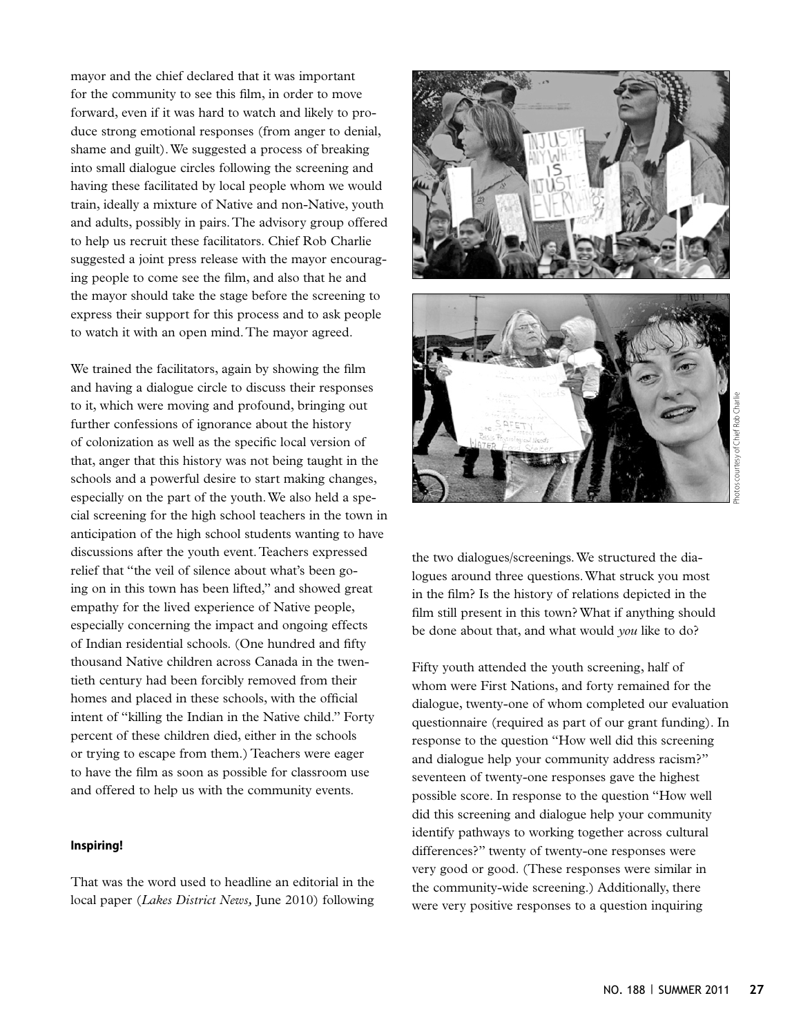mayor and the chief declared that it was important for the community to see this film, in order to move forward, even if it was hard to watch and likely to produce strong emotional responses (from anger to denial, shame and guilt). We suggested a process of breaking into small dialogue circles following the screening and having these facilitated by local people whom we would train, ideally a mixture of Native and non-Native, youth and adults, possibly in pairs. The advisory group offered to help us recruit these facilitators. Chief Rob Charlie suggested a joint press release with the mayor encouraging people to come see the film, and also that he and the mayor should take the stage before the screening to express their support for this process and to ask people to watch it with an open mind. The mayor agreed.

We trained the facilitators, again by showing the film and having a dialogue circle to discuss their responses to it, which were moving and profound, bringing out further confessions of ignorance about the history of colonization as well as the specific local version of that, anger that this history was not being taught in the schools and a powerful desire to start making changes, especially on the part of the youth. We also held a special screening for the high school teachers in the town in anticipation of the high school students wanting to have discussions after the youth event. Teachers expressed relief that "the veil of silence about what's been going on in this town has been lifted," and showed great empathy for the lived experience of Native people, especially concerning the impact and ongoing effects of Indian residential schools. (One hundred and fifty thousand Native children across Canada in the twentieth century had been forcibly removed from their homes and placed in these schools, with the official intent of "killing the Indian in the Native child." Forty percent of these children died, either in the schools or trying to escape from them.) Teachers were eager to have the film as soon as possible for classroom use and offered to help us with the community events.

#### Inspiring!

That was the word used to headline an editorial in the local paper (*Lakes District News,* June 2010) following the two dialogues/screenings. We structured the dialogues around three questions. What struck you most in the film? Is the history of relations depicted in the film still present in this town? What if anything should be done about that, and what would *you* like to do?

Photos courtesy of Chief Rob Charlie

Fifty youth attended the youth screening, half of whom were First Nations, and forty remained for the dialogue, twenty-one of whom completed our evaluation questionnaire (required as part of our grant funding). In response to the question "How well did this screening and dialogue help your community address racism?" seventeen of twenty-one responses gave the highest possible score. In response to the question "How well did this screening and dialogue help your community identify pathways to working together across cultural differences?" twenty of twenty-one responses were very good or good. (These responses were similar in the community-wide screening.) Additionally, there were very positive responses to a question inquiring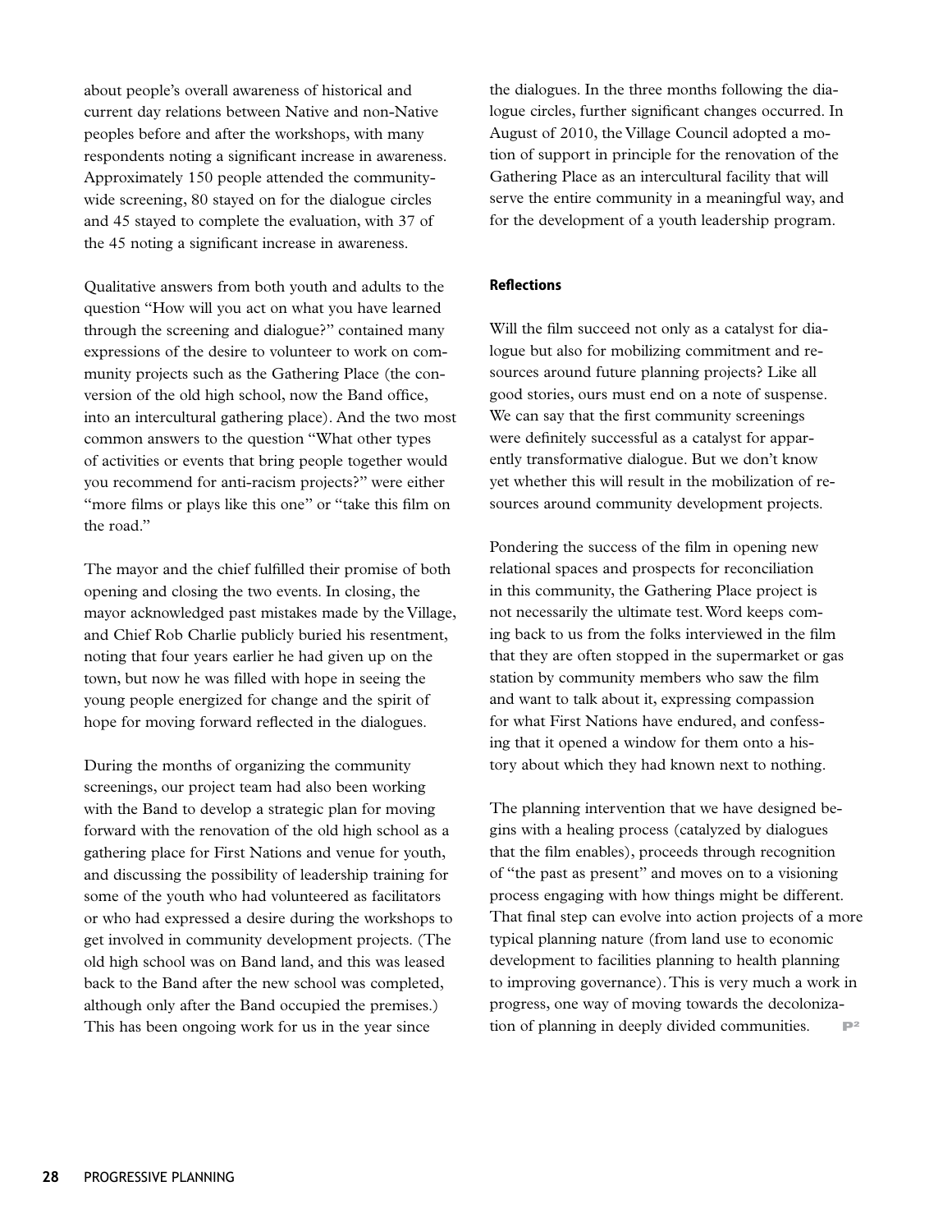about people's overall awareness of historical and current day relations between Native and non-Native peoples before and after the workshops, with many respondents noting a significant increase in awareness. Approximately 150 people attended the community-wide screening, 80 stayed on for the dialogue circles and 45 stayed to complete the evaluation, with 37 of the 45 noting a significant increase in awareness.

Qualitative answers from both youth and adults to the question "How will you act on what you have learned through the screening and dialogue?" contained many expressions of the desire to volunteer to work on community projects such as the Gathering Place (the conversion of the old high school, now the Band office, into an intercultural gathering place). And the two most common answers to the question "What other types of activities or events that bring people together would you recommend for anti-racism projects?" were either "more films or plays like this one" or "take this film on the road."

The mayor and the chief fulfilled their promise of both opening and closing the two events. In closing, the mayor acknowledged past mistakes made by the Village, and Chief Rob Charlie publicly buried his resentment, noting that four years earlier he had given up on the town, but now he was filled with hope in seeing the young people energized for change and the spirit of hope for moving forward reflected in the dialogues.

During the months of organizing the community screenings, our project team had also been working with the Band to develop a strategic plan for moving forward with the renovation of the old high school as a gathering place for First Nations and venue for youth, and discussing the possibility of leadership training for some of the youth who had volunteered as facilitators or who had expressed a desire during the workshops to get involved in community development projects. (The old high school was on Band land, and this was leased back to the Band after the new school was completed, although only after the Band occupied the premises.) This has been ongoing work for us in the year since the dialogues. In the three months following the dialogue circles, further significant changes occurred. In August of 2010, the Village Council adopted a motion of support in principle for the renovation of the Gathering Place as an intercultural facility that will serve the entire community in a meaningful way, and for the development of a youth leadership program.

#### Reflections

Will the film succeed not only as a catalyst for dialogue but also for mobilizing commitment and resources around future planning projects? Like all good stories, ours must end on a note of suspense. We can say that the first community screenings were definitely successful as a catalyst for apparently transformative dialogue. But we don't know yet whether this will result in the mobilization of resources around community development projects.

Pondering the success of the film in opening new relational spaces and prospects for reconciliation in this community, the Gathering Place project is not necessarily the ultimate test. Word keeps coming back to us from the folks interviewed in the film that they are often stopped in the supermarket or gas station by community members who saw the film and want to talk about it, expressing compassion for what First Nations have endured, and confessing that it opened a window for them onto a history about which they had known next to nothing.

The planning intervention that we have designed begins with a healing process (catalyzed by dialogues that the film enables), proceeds through recognition of "the past as present" and moves on to a visioning process engaging with how things might be different. That final step can evolve into action projects of a more typical planning nature (from land use to economic development to facilities planning to health planning to improving governance). This is very much a work in progress, one way of moving towards the decolonization of planning in deeply divided communities. P²